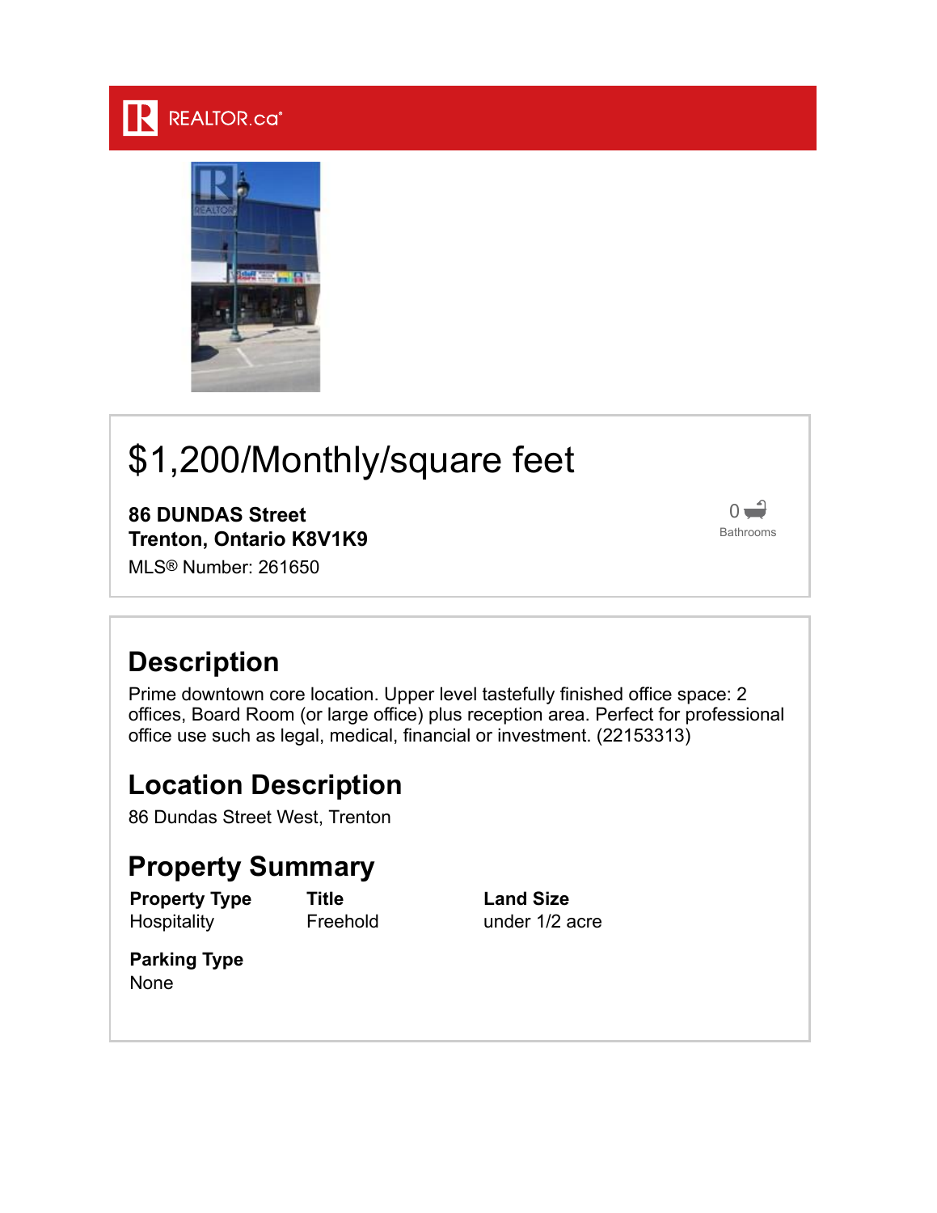REALTOR.ca®

# $1,200/Monthly/square feet

**86 DUNDAS Street**
**Trenton, Ontario K8V1K9**
MLS® Number: 261650

0 Bathrooms

## Description

Prime downtown core location. Upper level tastefully finished office space: 2 offices, Board Room (or large office) plus reception area. Perfect for professional office use such as legal, medical, financial or investment. (22153313)

## Location Description

86 Dundas Street West, Trenton

## Property Summary

| Property Type | Title | Land Size |
| --- | --- | --- |
| Hospitality | Freehold | under 1/2 acre |

**Parking Type**
None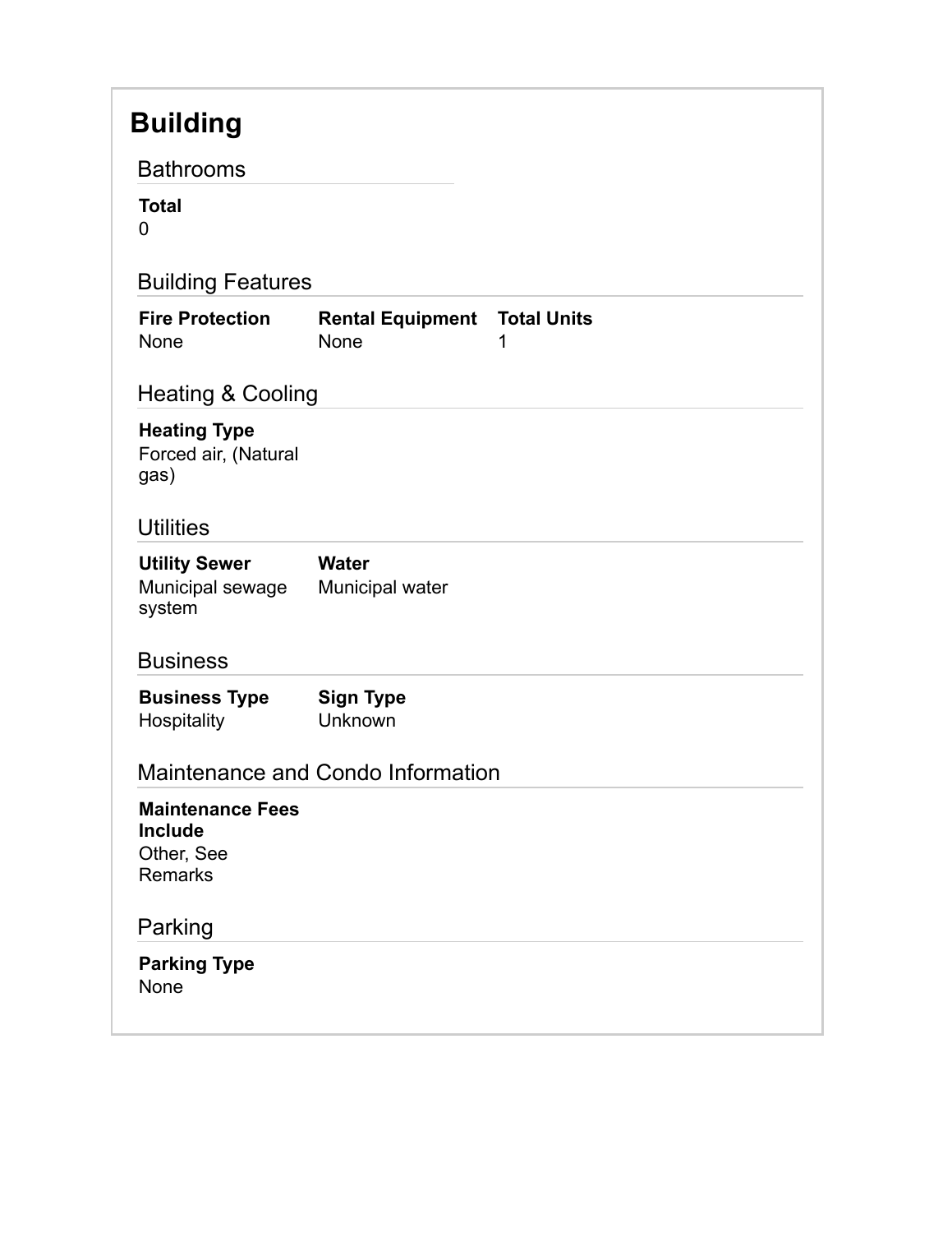# Building

## Bathrooms

**Total**
0

## Building Features

| Fire Protection | Rental Equipment | Total Units |
| --- | --- | --- |
| None | None | 1 |

## Heating & Cooling

**Heating Type**
Forced air, (Natural gas)

## Utilities

| Utility Sewer | Water |
| --- | --- |
| Municipal sewage system | Municipal water |

## Business

| Business Type | Sign Type |
| --- | --- |
| Hospitality | Unknown |

## Maintenance and Condo Information

**Maintenance Fees Include**
Other, See Remarks

## Parking

**Parking Type**
None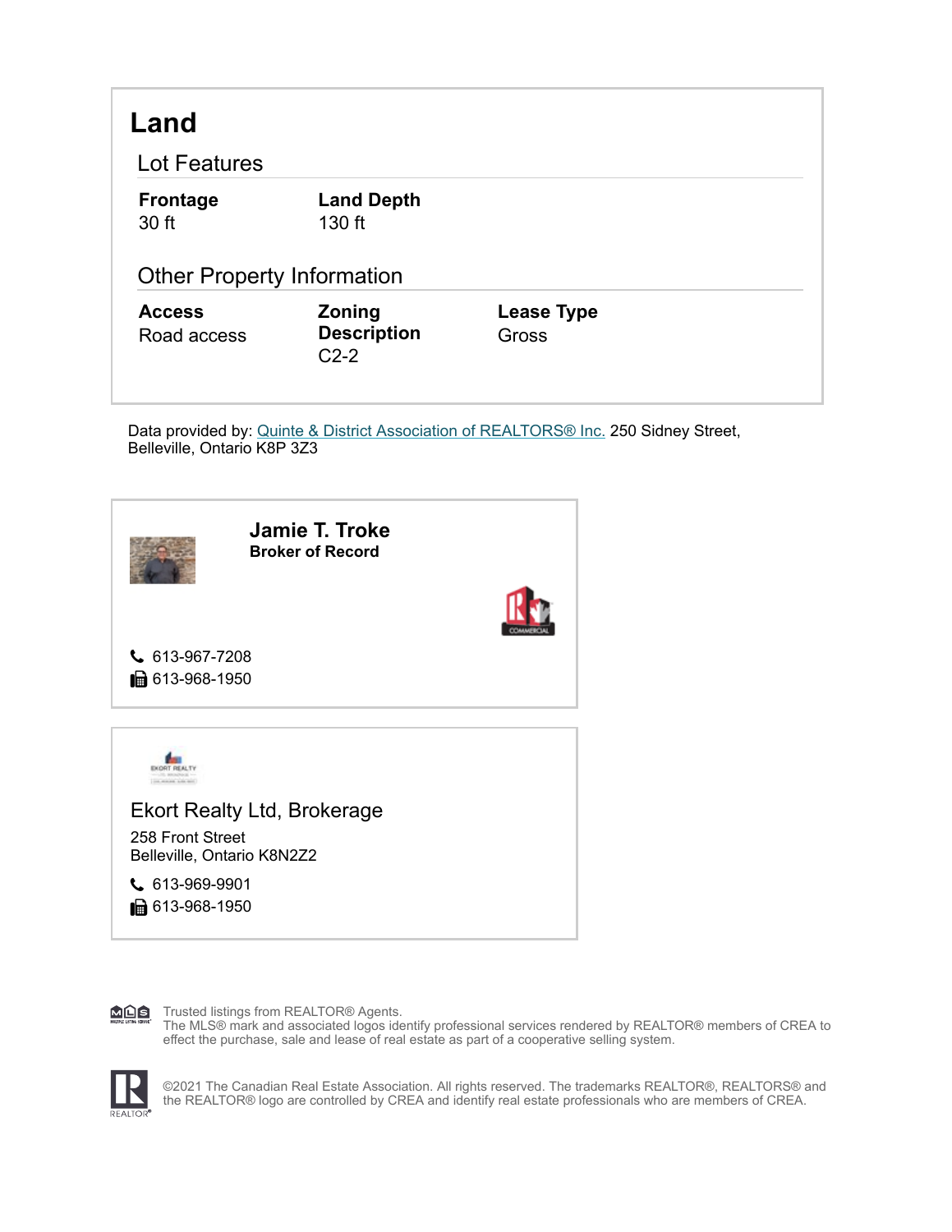## Land

### Lot Features

**Frontage**
30 ft

**Land Depth**
130 ft

### Other Property Information

**Access**
Road access

**Zoning Description**
C2-2

**Lease Type**
Gross

Data provided by: Quinte & District Association of REALTORS® Inc. 250 Sidney Street, Belleville, Ontario K8P 3Z3

### Jamie T. Troke
**Broker of Record**

613-967-7208
613-968-1950

### Ekort Realty Ltd, Brokerage

258 Front Street
Belleville, Ontario K8N2Z2

613-969-9901
613-968-1950

Trusted listings from REALTOR® Agents.
The MLS® mark and associated logos identify professional services rendered by REALTOR® members of CREA to effect the purchase, sale and lease of real estate as part of a cooperative selling system.

©2021 The Canadian Real Estate Association. All rights reserved. The trademarks REALTOR®, REALTORS® and the REALTOR® logo are controlled by CREA and identify real estate professionals who are members of CREA.